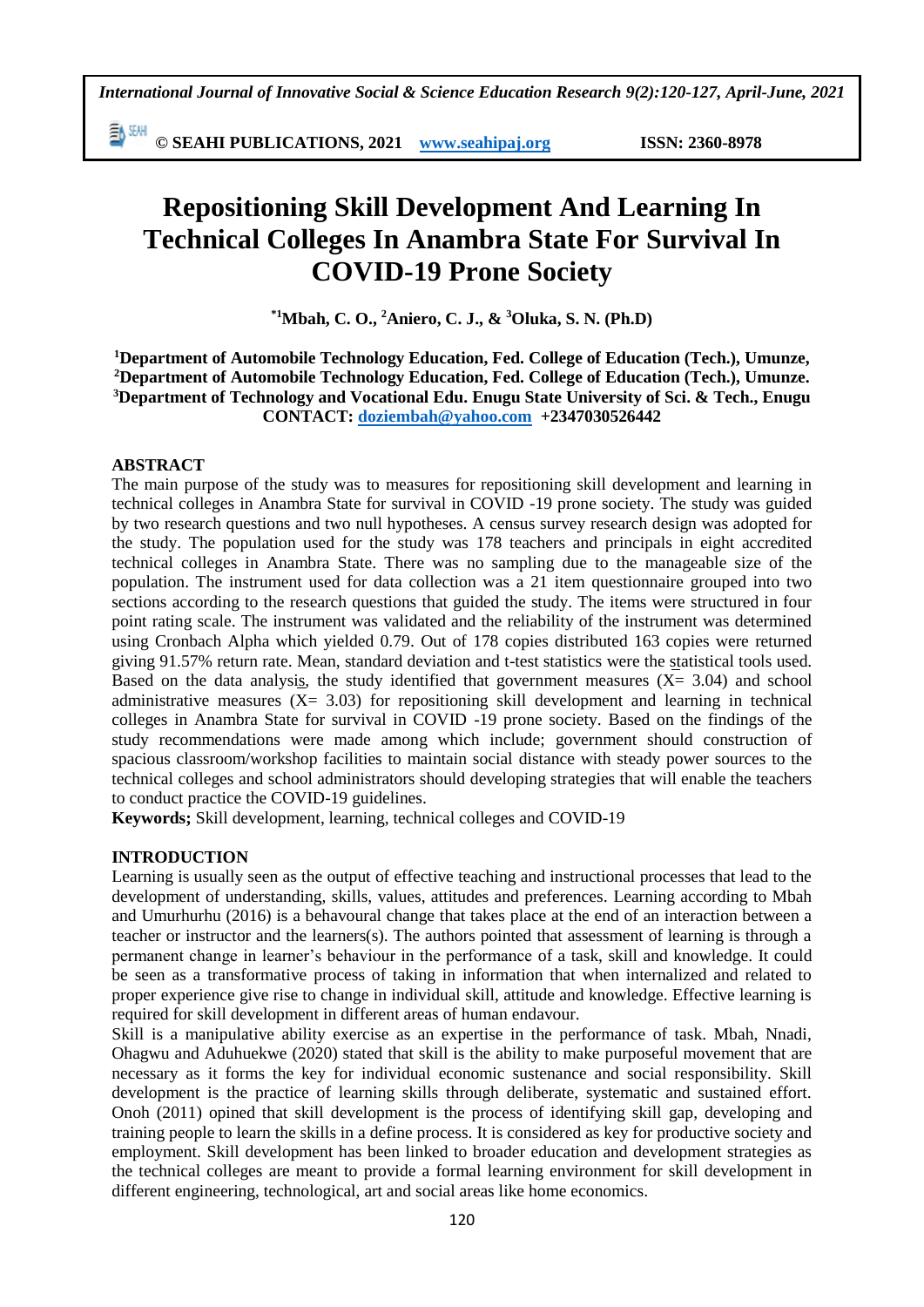# Repositioning Skill Development And Learning In Technical Colleges In Anambra State For Survival In COVID-19 Prone Society

**[*1]Mbah, C. O., [2]Aniero, C. J., & [3]Oluka, S. N. (Ph.D)**

**[1]Department of Automobile Technology Education, Fed. College of Education (Tech.), Umunze,**
**[2]Department of Automobile Technology Education, Fed. College of Education (Tech.), Umunze.**
**[3]Department of Technology and Vocational Edu. Enugu State University of Sci. & Tech., Enugu**
**CONTACT: doziembah@yahoo.com +2347030526442**

## ABSTRACT

The main purpose of the study was to measures for repositioning skill development and learning in technical colleges in Anambra State for survival in COVID -19 prone society. The study was guided by two research questions and two null hypotheses. A census survey research design was adopted for the study. The population used for the study was 178 teachers and principals in eight accredited technical colleges in Anambra State. There was no sampling due to the manageable size of the population. The instrument used for data collection was a 21 item questionnaire grouped into two sections according to the research questions that guided the study. The items were structured in four point rating scale. The instrument was validated and the reliability of the instrument was determined using Cronbach Alpha which yielded 0.79. Out of 178 copies distributed 163 copies were returned giving 91.57% return rate. Mean, standard deviation and t-test statistics were the statistical tools used. Based on the data analysis, the study identified that government measures ($\bar{X}$= 3.04) and school administrative measures ($\bar{X}$= 3.03) for repositioning skill development and learning in technical colleges in Anambra State for survival in COVID -19 prone society. Based on the findings of the study recommendations were made among which include; government should construction of spacious classroom/workshop facilities to maintain social distance with steady power sources to the technical colleges and school administrators should developing strategies that will enable the teachers to conduct practice the COVID-19 guidelines.

**Keywords;** Skill development, learning, technical colleges and COVID-19

## INTRODUCTION

Learning is usually seen as the output of effective teaching and instructional processes that lead to the development of understanding, skills, values, attitudes and preferences. Learning according to Mbah and Umurhurhu (2016) is a behavoural change that takes place at the end of an interaction between a teacher or instructor and the learners(s). The authors pointed that assessment of learning is through a permanent change in learner's behaviour in the performance of a task, skill and knowledge. It could be seen as a transformative process of taking in information that when internalized and related to proper experience give rise to change in individual skill, attitude and knowledge. Effective learning is required for skill development in different areas of human endavour.

Skill is a manipulative ability exercise as an expertise in the performance of task. Mbah, Nnadi, Ohagwu and Aduhuekwe (2020) stated that skill is the ability to make purposeful movement that are necessary as it forms the key for individual economic sustenance and social responsibility. Skill development is the practice of learning skills through deliberate, systematic and sustained effort. Onoh (2011) opined that skill development is the process of identifying skill gap, developing and training people to learn the skills in a define process. It is considered as key for productive society and employment. Skill development has been linked to broader education and development strategies as the technical colleges are meant to provide a formal learning environment for skill development in different engineering, technological, art and social areas like home economics.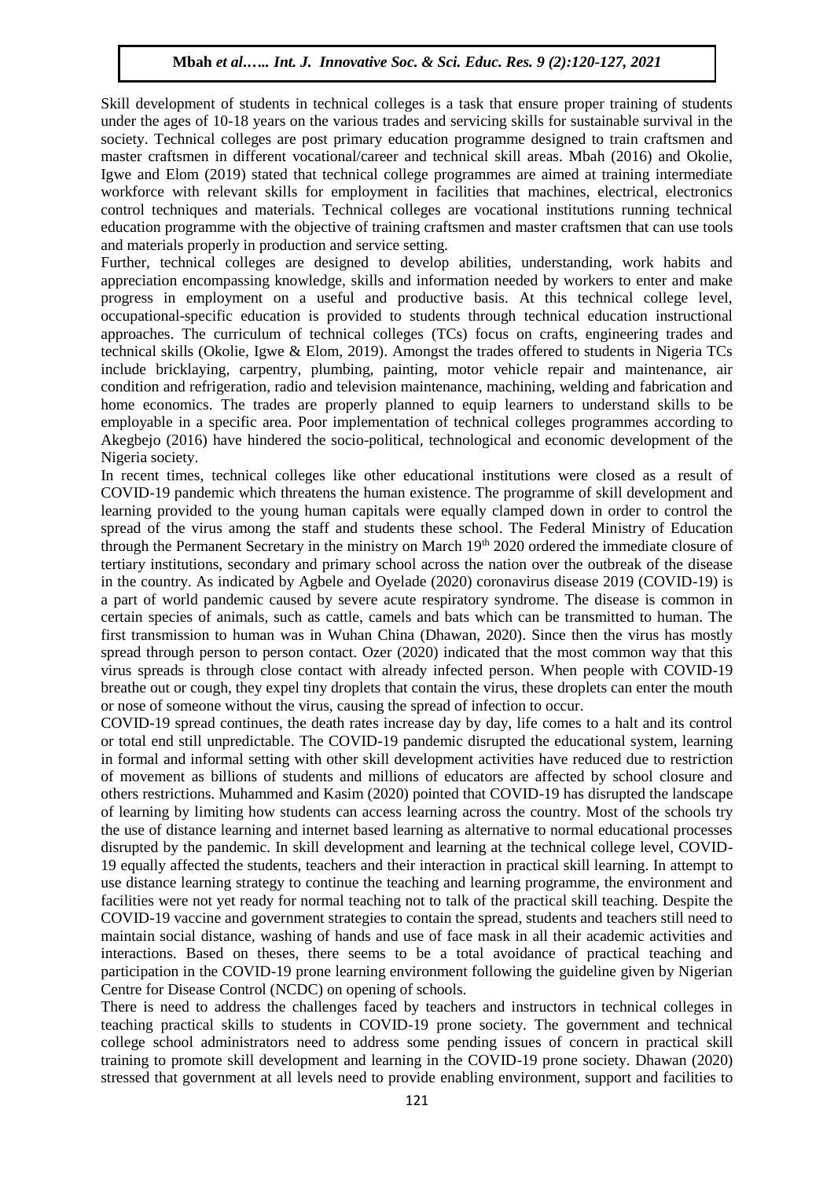Skill development of students in technical colleges is a task that ensure proper training of students under the ages of 10-18 years on the various trades and servicing skills for sustainable survival in the society. Technical colleges are post primary education programme designed to train craftsmen and master craftsmen in different vocational/career and technical skill areas. Mbah (2016) and Okolie, Igwe and Elom (2019) stated that technical college programmes are aimed at training intermediate workforce with relevant skills for employment in facilities that machines, electrical, electronics control techniques and materials. Technical colleges are vocational institutions running technical education programme with the objective of training craftsmen and master craftsmen that can use tools and materials properly in production and service setting.

Further, technical colleges are designed to develop abilities, understanding, work habits and appreciation encompassing knowledge, skills and information needed by workers to enter and make progress in employment on a useful and productive basis. At this technical college level, occupational-specific education is provided to students through technical education instructional approaches. The curriculum of technical colleges (TCs) focus on crafts, engineering trades and technical skills (Okolie, Igwe & Elom, 2019). Amongst the trades offered to students in Nigeria TCs include bricklaying, carpentry, plumbing, painting, motor vehicle repair and maintenance, air condition and refrigeration, radio and television maintenance, machining, welding and fabrication and home economics. The trades are properly planned to equip learners to understand skills to be employable in a specific area. Poor implementation of technical colleges programmes according to Akegbejo (2016) have hindered the socio-political, technological and economic development of the Nigeria society.

In recent times, technical colleges like other educational institutions were closed as a result of COVID-19 pandemic which threatens the human existence. The programme of skill development and learning provided to the young human capitals were equally clamped down in order to control the spread of the virus among the staff and students these school. The Federal Ministry of Education through the Permanent Secretary in the ministry on March 19th 2020 ordered the immediate closure of tertiary institutions, secondary and primary school across the nation over the outbreak of the disease in the country. As indicated by Agbele and Oyelade (2020) coronavirus disease 2019 (COVID-19) is a part of world pandemic caused by severe acute respiratory syndrome. The disease is common in certain species of animals, such as cattle, camels and bats which can be transmitted to human. The first transmission to human was in Wuhan China (Dhawan, 2020). Since then the virus has mostly spread through person to person contact. Ozer (2020) indicated that the most common way that this virus spreads is through close contact with already infected person. When people with COVID-19 breathe out or cough, they expel tiny droplets that contain the virus, these droplets can enter the mouth or nose of someone without the virus, causing the spread of infection to occur.

COVID-19 spread continues, the death rates increase day by day, life comes to a halt and its control or total end still unpredictable. The COVID-19 pandemic disrupted the educational system, learning in formal and informal setting with other skill development activities have reduced due to restriction of movement as billions of students and millions of educators are affected by school closure and others restrictions. Muhammed and Kasim (2020) pointed that COVID-19 has disrupted the landscape of learning by limiting how students can access learning across the country. Most of the schools try the use of distance learning and internet based learning as alternative to normal educational processes disrupted by the pandemic. In skill development and learning at the technical college level, COVID-19 equally affected the students, teachers and their interaction in practical skill learning. In attempt to use distance learning strategy to continue the teaching and learning programme, the environment and facilities were not yet ready for normal teaching not to talk of the practical skill teaching. Despite the COVID-19 vaccine and government strategies to contain the spread, students and teachers still need to maintain social distance, washing of hands and use of face mask in all their academic activities and interactions. Based on theses, there seems to be a total avoidance of practical teaching and participation in the COVID-19 prone learning environment following the guideline given by Nigerian Centre for Disease Control (NCDC) on opening of schools.

There is need to address the challenges faced by teachers and instructors in technical colleges in teaching practical skills to students in COVID-19 prone society. The government and technical college school administrators need to address some pending issues of concern in practical skill training to promote skill development and learning in the COVID-19 prone society. Dhawan (2020) stressed that government at all levels need to provide enabling environment, support and facilities to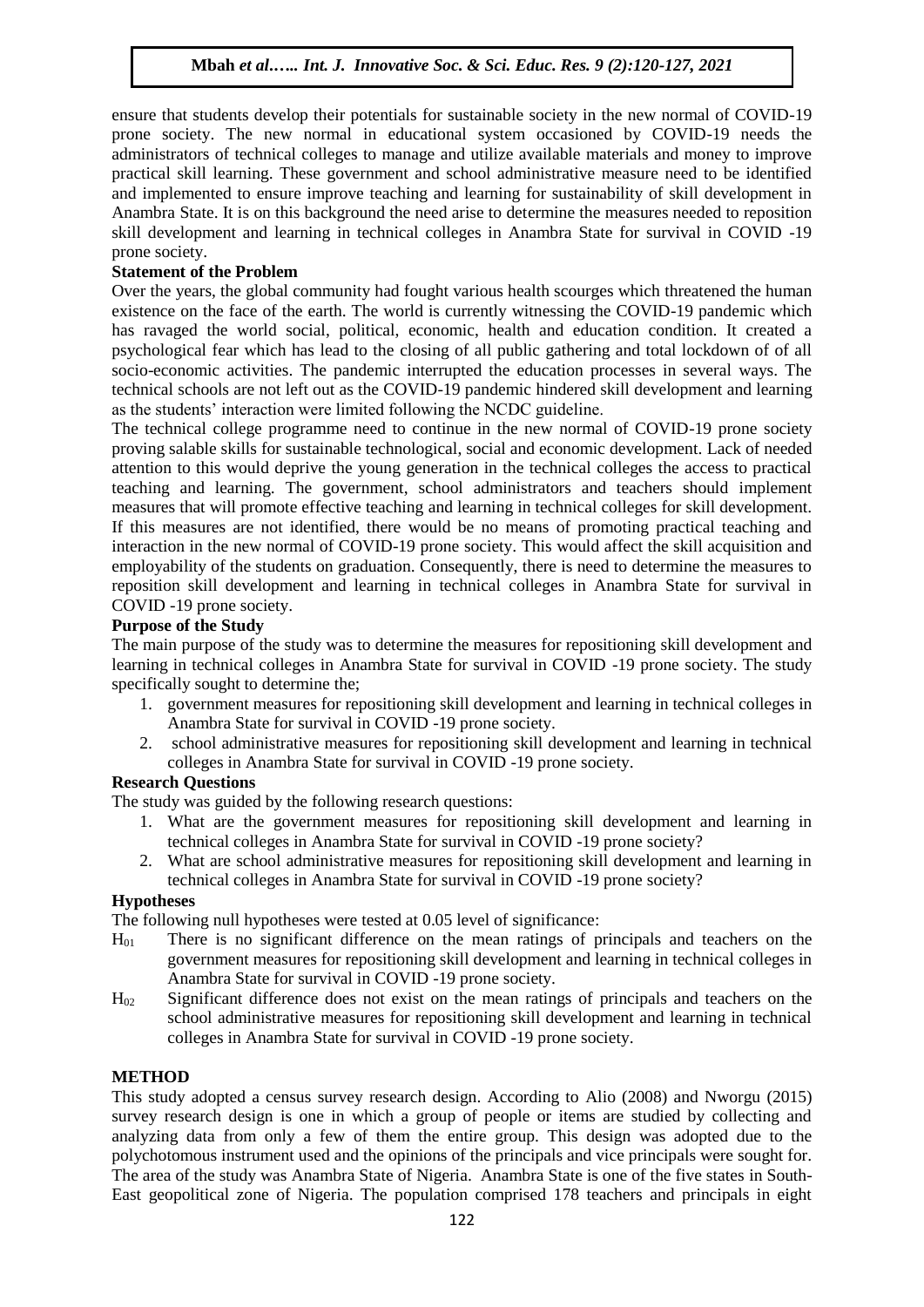ensure that students develop their potentials for sustainable society in the new normal of COVID-19 prone society. The new normal in educational system occasioned by COVID-19 needs the administrators of technical colleges to manage and utilize available materials and money to improve practical skill learning. These government and school administrative measure need to be identified and implemented to ensure improve teaching and learning for sustainability of skill development in Anambra State. It is on this background the need arise to determine the measures needed to reposition skill development and learning in technical colleges in Anambra State for survival in COVID -19 prone society.

**Statement of the Problem**

Over the years, the global community had fought various health scourges which threatened the human existence on the face of the earth. The world is currently witnessing the COVID-19 pandemic which has ravaged the world social, political, economic, health and education condition. It created a psychological fear which has lead to the closing of all public gathering and total lockdown of of all socio-economic activities. The pandemic interrupted the education processes in several ways. The technical schools are not left out as the COVID-19 pandemic hindered skill development and learning as the students' interaction were limited following the NCDC guideline.

The technical college programme need to continue in the new normal of COVID-19 prone society proving salable skills for sustainable technological, social and economic development. Lack of needed attention to this would deprive the young generation in the technical colleges the access to practical teaching and learning. The government, school administrators and teachers should implement measures that will promote effective teaching and learning in technical colleges for skill development. If this measures are not identified, there would be no means of promoting practical teaching and interaction in the new normal of COVID-19 prone society. This would affect the skill acquisition and employability of the students on graduation. Consequently, there is need to determine the measures to reposition skill development and learning in technical colleges in Anambra State for survival in COVID -19 prone society.

**Purpose of the Study**

The main purpose of the study was to determine the measures for repositioning skill development and learning in technical colleges in Anambra State for survival in COVID -19 prone society. The study specifically sought to determine the;

1. government measures for repositioning skill development and learning in technical colleges in Anambra State for survival in COVID -19 prone society.
2. school administrative measures for repositioning skill development and learning in technical colleges in Anambra State for survival in COVID -19 prone society.

**Research Questions**

The study was guided by the following research questions:

1. What are the government measures for repositioning skill development and learning in technical colleges in Anambra State for survival in COVID -19 prone society?
2. What are school administrative measures for repositioning skill development and learning in technical colleges in Anambra State for survival in COVID -19 prone society?

**Hypotheses**

The following null hypotheses were tested at 0.05 level of significance:

$H_{01}$ There is no significant difference on the mean ratings of principals and teachers on the government measures for repositioning skill development and learning in technical colleges in Anambra State for survival in COVID -19 prone society.

$H_{02}$ Significant difference does not exist on the mean ratings of principals and teachers on the school administrative measures for repositioning skill development and learning in technical colleges in Anambra State for survival in COVID -19 prone society.

**METHOD**

This study adopted a census survey research design. According to Alio (2008) and Nworgu (2015) survey research design is one in which a group of people or items are studied by collecting and analyzing data from only a few of them the entire group. This design was adopted due to the polychotomous instrument used and the opinions of the principals and vice principals were sought for. The area of the study was Anambra State of Nigeria. Anambra State is one of the five states in South-East geopolitical zone of Nigeria. The population comprised 178 teachers and principals in eight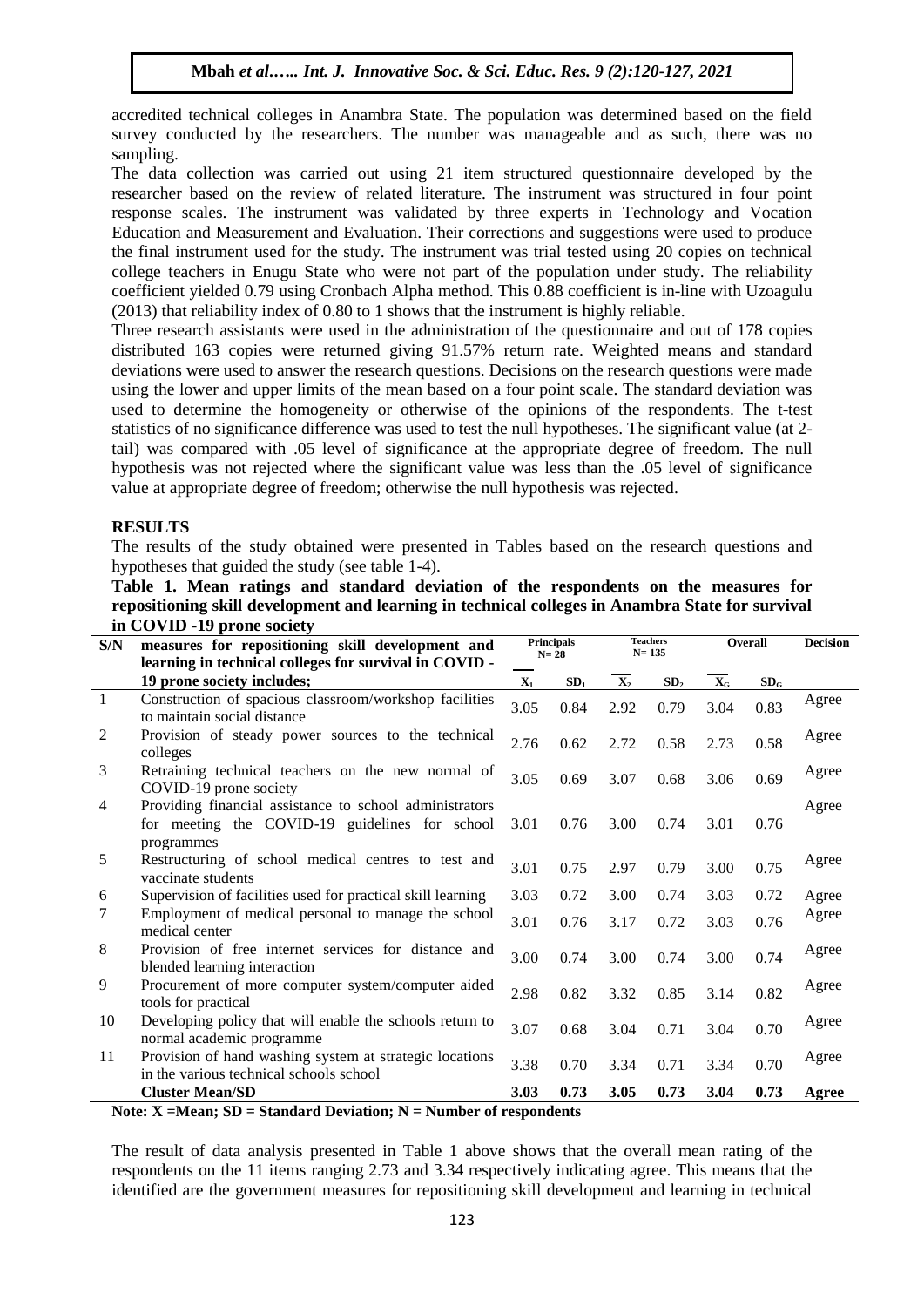accredited technical colleges in Anambra State. The population was determined based on the field survey conducted by the researchers. The number was manageable and as such, there was no sampling.

The data collection was carried out using 21 item structured questionnaire developed by the researcher based on the review of related literature. The instrument was structured in four point response scales. The instrument was validated by three experts in Technology and Vocation Education and Measurement and Evaluation. Their corrections and suggestions were used to produce the final instrument used for the study. The instrument was trial tested using 20 copies on technical college teachers in Enugu State who were not part of the population under study. The reliability coefficient yielded 0.79 using Cronbach Alpha method. This 0.88 coefficient is in-line with Uzoagulu (2013) that reliability index of 0.80 to 1 shows that the instrument is highly reliable.

Three research assistants were used in the administration of the questionnaire and out of 178 copies distributed 163 copies were returned giving 91.57% return rate. Weighted means and standard deviations were used to answer the research questions. Decisions on the research questions were made using the lower and upper limits of the mean based on a four point scale. The standard deviation was used to determine the homogeneity or otherwise of the opinions of the respondents. The t-test statistics of no significance difference was used to test the null hypotheses. The significant value (at 2-tail) was compared with .05 level of significance at the appropriate degree of freedom. The null hypothesis was not rejected where the significant value was less than the .05 level of significance value at appropriate degree of freedom; otherwise the null hypothesis was rejected.

## RESULTS

The results of the study obtained were presented in Tables based on the research questions and hypotheses that guided the study (see table 1-4).

**Table 1. Mean ratings and standard deviation of the respondents on the measures for repositioning skill development and learning in technical colleges in Anambra State for survival in COVID -19 prone society**

| S/N | measures for repositioning skill development and learning in technical colleges for survival in COVID - 19 prone society includes; | Principals N= 28 | | Teachers N= 135 | | Overall | | Decision |
|---|---|---|---|---|---|---|---|---|
| | | $\overline{X}_1$ | $SD_1$ | $\overline{X}_2$ | $SD_2$ | $\overline{X}_G$ | $SD_G$ | |
| 1 | Construction of spacious classroom/workshop facilities to maintain social distance | 3.05 | 0.84 | 2.92 | 0.79 | 3.04 | 0.83 | Agree |
| 2 | Provision of steady power sources to the technical colleges | 2.76 | 0.62 | 2.72 | 0.58 | 2.73 | 0.58 | Agree |
| 3 | Retraining technical teachers on the new normal of COVID-19 prone society | 3.05 | 0.69 | 3.07 | 0.68 | 3.06 | 0.69 | Agree |
| 4 | Providing financial assistance to school administrators for meeting the COVID-19 guidelines for school programmes | 3.01 | 0.76 | 3.00 | 0.74 | 3.01 | 0.76 | Agree |
| 5 | Restructuring of school medical centres to test and vaccinate students | 3.01 | 0.75 | 2.97 | 0.79 | 3.00 | 0.75 | Agree |
| 6 | Supervision of facilities used for practical skill learning | 3.03 | 0.72 | 3.00 | 0.74 | 3.03 | 0.72 | Agree |
| 7 | Employment of medical personal to manage the school medical center | 3.01 | 0.76 | 3.17 | 0.72 | 3.03 | 0.76 | Agree |
| 8 | Provision of free internet services for distance and blended learning interaction | 3.00 | 0.74 | 3.00 | 0.74 | 3.00 | 0.74 | Agree |
| 9 | Procurement of more computer system/computer aided tools for practical | 2.98 | 0.82 | 3.32 | 0.85 | 3.14 | 0.82 | Agree |
| 10 | Developing policy that will enable the schools return to normal academic programme | 3.07 | 0.68 | 3.04 | 0.71 | 3.04 | 0.70 | Agree |
| 11 | Provision of hand washing system at strategic locations in the various technical schools school | 3.38 | 0.70 | 3.34 | 0.71 | 3.34 | 0.70 | Agree |
| | **Cluster Mean/SD** | **3.03** | **0.73** | **3.05** | **0.73** | **3.04** | **0.73** | **Agree** |

**Note: X =Mean; SD = Standard Deviation; N = Number of respondents**

The result of data analysis presented in Table 1 above shows that the overall mean rating of the respondents on the 11 items ranging 2.73 and 3.34 respectively indicating agree. This means that the identified are the government measures for repositioning skill development and learning in technical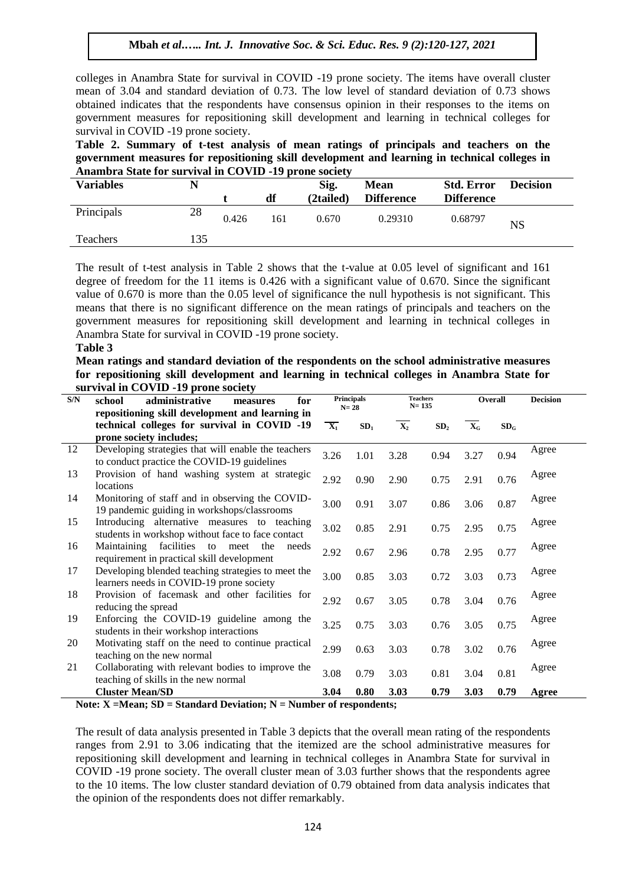colleges in Anambra State for survival in COVID -19 prone society. The items have overall cluster mean of 3.04 and standard deviation of 0.73. The low level of standard deviation of 0.73 shows obtained indicates that the respondents have consensus opinion in their responses to the items on government measures for repositioning skill development and learning in technical colleges for survival in COVID -19 prone society.

**Table 2. Summary of t-test analysis of mean ratings of principals and teachers on the government measures for repositioning skill development and learning in technical colleges in Anambra State for survival in COVID -19 prone society**

| Variables | N | t | df | Sig. (2tailed) | Mean Difference | Std. Error Difference | Decision |
|---|---|---|---|---|---|---|---|
| Principals | 28 | 0.426 | 161 | 0.670 | 0.29310 | 0.68797 | NS |
| Teachers | 135 | | | | | | |

The result of t-test analysis in Table 2 shows that the t-value at 0.05 level of significant and 161 degree of freedom for the 11 items is 0.426 with a significant value of 0.670. Since the significant value of 0.670 is more than the 0.05 level of significance the null hypothesis is not significant. This means that there is no significant difference on the mean ratings of principals and teachers on the government measures for repositioning skill development and learning in technical colleges in Anambra State for survival in COVID -19 prone society.

**Table 3**

**Mean ratings and standard deviation of the respondents on the school administrative measures for repositioning skill development and learning in technical colleges in Anambra State for survival in COVID -19 prone society**

| S/N | school administrative measures for repositioning skill development and learning in technical colleges for survival in COVID -19 prone society includes; | Principals N= 28 | | Teachers N= 135 | | Overall | | Decision |
|---|---|---|---|---|---|---|---|---|
| | | $\overline{X_1}$ | $SD_1$ | $\overline{X_2}$ | $SD_2$ | $\overline{X_G}$ | $SD_G$ | |
| 12 | Developing strategies that will enable the teachers to conduct practice the COVID-19 guidelines | 3.26 | 1.01 | 3.28 | 0.94 | 3.27 | 0.94 | Agree |
| 13 | Provision of hand washing system at strategic locations | 2.92 | 0.90 | 2.90 | 0.75 | 2.91 | 0.76 | Agree |
| 14 | Monitoring of staff and in observing the COVID-19 pandemic guiding in workshops/classrooms | 3.00 | 0.91 | 3.07 | 0.86 | 3.06 | 0.87 | Agree |
| 15 | Introducing alternative measures to teaching students in workshop without face to face contact | 3.02 | 0.85 | 2.91 | 0.75 | 2.95 | 0.75 | Agree |
| 16 | Maintaining facilities to meet the needs requirement in practical skill development | 2.92 | 0.67 | 2.96 | 0.78 | 2.95 | 0.77 | Agree |
| 17 | Developing blended teaching strategies to meet the learners needs in COVID-19 prone society | 3.00 | 0.85 | 3.03 | 0.72 | 3.03 | 0.73 | Agree |
| 18 | Provision of facemask and other facilities for reducing the spread | 2.92 | 0.67 | 3.05 | 0.78 | 3.04 | 0.76 | Agree |
| 19 | Enforcing the COVID-19 guideline among the students in their workshop interactions | 3.25 | 0.75 | 3.03 | 0.76 | 3.05 | 0.75 | Agree |
| 20 | Motivating staff on the need to continue practical teaching on the new normal | 2.99 | 0.63 | 3.03 | 0.78 | 3.02 | 0.76 | Agree |
| 21 | Collaborating with relevant bodies to improve the teaching of skills in the new normal | 3.08 | 0.79 | 3.03 | 0.81 | 3.04 | 0.81 | Agree |
| | **Cluster Mean/SD** | **3.04** | **0.80** | **3.03** | **0.79** | **3.03** | **0.79** | **Agree** |

**Note: X =Mean; SD = Standard Deviation; N = Number of respondents;**

The result of data analysis presented in Table 3 depicts that the overall mean rating of the respondents ranges from 2.91 to 3.06 indicating that the itemized are the school administrative measures for repositioning skill development and learning in technical colleges in Anambra State for survival in COVID -19 prone society. The overall cluster mean of 3.03 further shows that the respondents agree to the 10 items. The low cluster standard deviation of 0.79 obtained from data analysis indicates that the opinion of the respondents does not differ remarkably.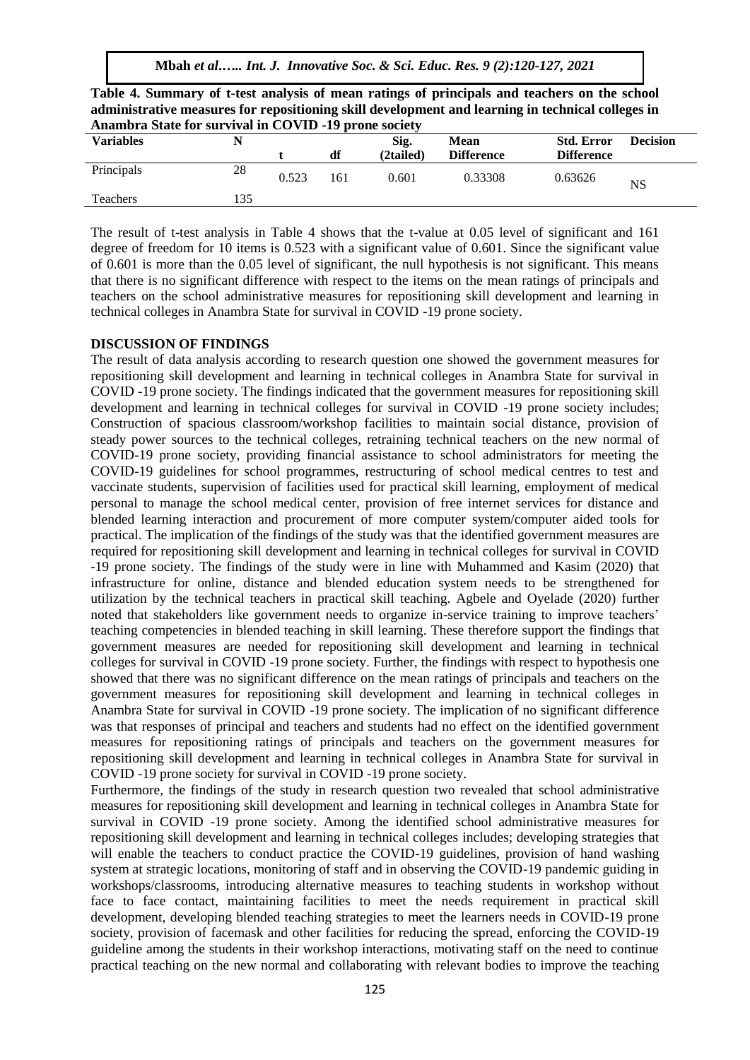**Table 4. Summary of t-test analysis of mean ratings of principals and teachers on the school administrative measures for repositioning skill development and learning in technical colleges in Anambra State for survival in COVID -19 prone society**

| Variables | N | t | df | Sig. (2tailed) | Mean Difference | Std. Error Difference | Decision |
|---|---|---|---|---|---|---|---|
| Principals | 28 | 0.523 | 161 | 0.601 | 0.33308 | 0.63626 | NS |
| Teachers | 135 | | | | | | |

The result of t-test analysis in Table 4 shows that the t-value at 0.05 level of significant and 161 degree of freedom for 10 items is 0.523 with a significant value of 0.601. Since the significant value of 0.601 is more than the 0.05 level of significant, the null hypothesis is not significant. This means that there is no significant difference with respect to the items on the mean ratings of principals and teachers on the school administrative measures for repositioning skill development and learning in technical colleges in Anambra State for survival in COVID -19 prone society.

## DISCUSSION OF FINDINGS

The result of data analysis according to research question one showed the government measures for repositioning skill development and learning in technical colleges in Anambra State for survival in COVID -19 prone society. The findings indicated that the government measures for repositioning skill development and learning in technical colleges for survival in COVID -19 prone society includes; Construction of spacious classroom/workshop facilities to maintain social distance, provision of steady power sources to the technical colleges, retraining technical teachers on the new normal of COVID-19 prone society, providing financial assistance to school administrators for meeting the COVID-19 guidelines for school programmes, restructuring of school medical centres to test and vaccinate students, supervision of facilities used for practical skill learning, employment of medical personal to manage the school medical center, provision of free internet services for distance and blended learning interaction and procurement of more computer system/computer aided tools for practical. The implication of the findings of the study was that the identified government measures are required for repositioning skill development and learning in technical colleges for survival in COVID -19 prone society. The findings of the study were in line with Muhammed and Kasim (2020) that infrastructure for online, distance and blended education system needs to be strengthened for utilization by the technical teachers in practical skill teaching. Agbele and Oyelade (2020) further noted that stakeholders like government needs to organize in-service training to improve teachers' teaching competencies in blended teaching in skill learning. These therefore support the findings that government measures are needed for repositioning skill development and learning in technical colleges for survival in COVID -19 prone society. Further, the findings with respect to hypothesis one showed that there was no significant difference on the mean ratings of principals and teachers on the government measures for repositioning skill development and learning in technical colleges in Anambra State for survival in COVID -19 prone society. The implication of no significant difference was that responses of principal and teachers and students had no effect on the identified government measures for repositioning ratings of principals and teachers on the government measures for repositioning skill development and learning in technical colleges in Anambra State for survival in COVID -19 prone society for survival in COVID -19 prone society.

Furthermore, the findings of the study in research question two revealed that school administrative measures for repositioning skill development and learning in technical colleges in Anambra State for survival in COVID -19 prone society. Among the identified school administrative measures for repositioning skill development and learning in technical colleges includes; developing strategies that will enable the teachers to conduct practice the COVID-19 guidelines, provision of hand washing system at strategic locations, monitoring of staff and in observing the COVID-19 pandemic guiding in workshops/classrooms, introducing alternative measures to teaching students in workshop without face to face contact, maintaining facilities to meet the needs requirement in practical skill development, developing blended teaching strategies to meet the learners needs in COVID-19 prone society, provision of facemask and other facilities for reducing the spread, enforcing the COVID-19 guideline among the students in their workshop interactions, motivating staff on the need to continue practical teaching on the new normal and collaborating with relevant bodies to improve the teaching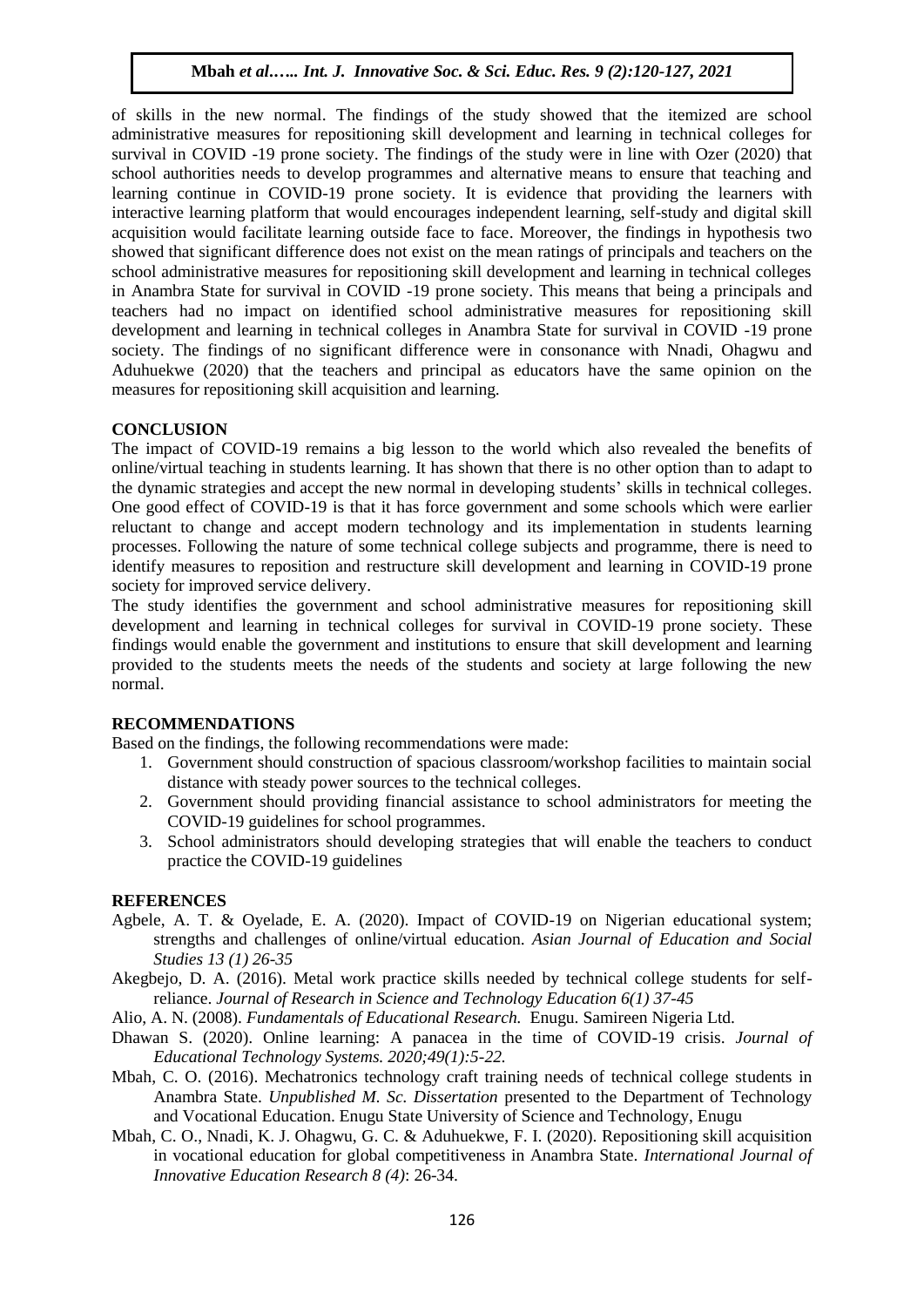of skills in the new normal. The findings of the study showed that the itemized are school administrative measures for repositioning skill development and learning in technical colleges for survival in COVID -19 prone society. The findings of the study were in line with Ozer (2020) that school authorities needs to covelop programmes and alternative means to ensure that teaching and learning continue in COVID-19 prone society. It is evidence that providing the learners with interactive learning platform that would encourages independent learning, self-study and digital skill acquisition would facilitate learning outside face to face. Moreover, the findings in hypothesis two showed that significant difference does not exist on the mean ratings of principals and teachers on the school administrative measures for repositioning skill development and learning in technical colleges in Anambra State for survival in COVID -19 prone society. This means that being a principals and teachers had no impact on identified school administrative measures for repositioning skill development and learning in technical colleges in Anambra State for survival in COVID -19 prone society. The findings of no significant difference were in consonance with Nnadi, Ohagwu and Aduhuekwe (2020) that the teachers and principal as educators have the same opinion on the measures for repositioning skill acquisition and learning.

## CONCLUSION

The impact of COVID-19 remains a big lesson to the world which also revealed the benefits of online/virtual teaching in students learning. It has shown that there is no other option than to adapt to the dynamic strategies and accept the new normal in developing students' skills in technical colleges. One good effect of COVID-19 is that it has force government and some schools which were earlier reluctant to change and accept modern technology and its implementation in students learning processes. Following the nature of some technical college subjects and programme, there is need to identify measures to reposition and restructure skill development and learning in COVID-19 prone society for improved service delivery.

The study identifies the government and school administrative measures for repositioning skill development and learning in technical colleges for survival in COVID-19 prone society. These findings would enable the government and institutions to ensure that skill development and learning provided to the students meets the needs of the students and society at large following the new normal.

## RECOMMENDATIONS

Based on the findings, the following recommendations were made:

1. Government should construction of spacious classroom/workshop facilities to maintain social distance with steady power sources to the technical colleges.
2. Government should providing financial assistance to school administrators for meeting the COVID-19 guidelines for school programmes.
3. School administrators should developing strategies that will enable the teachers to conduct practice the COVID-19 guidelines

## REFERENCES

Agbele, A. T. & Oyelade, E. A. (2020). Impact of COVID-19 on Nigerian educational system; strengths and challenges of online/virtual education. *Asian Journal of Education and Social Studies 13 (1) 26-35*

Akegbejo, D. A. (2016). Metal work practice skills needed by technical college students for self-reliance. *Journal of Research in Science and Technology Education 6(1) 37-45*

Alio, A. N. (2008). *Fundamentals of Educational Research.* Enugu. Samireen Nigeria Ltd.

Dhawan S. (2020). Online learning: A panacea in the time of COVID-19 crisis. *Journal of Educational Technology Systems. 2020;49(1):5-22.*

Mbah, C. O. (2016). Mechatronics technology craft training needs of technical college students in Anambra State. *Unpublished M. Sc. Dissertation* presented to the Department of Technology and Vocational Education. Enugu State University of Science and Technology, Enugu

Mbah, C. O., Nnadi, K. J. Ohagwu, G. C. & Aduhuekwe, F. I. (2020). Repositioning skill acquisition in vocational education for global competitiveness in Anambra State. *International Journal of Innovative Education Research 8 (4)*: 26-34.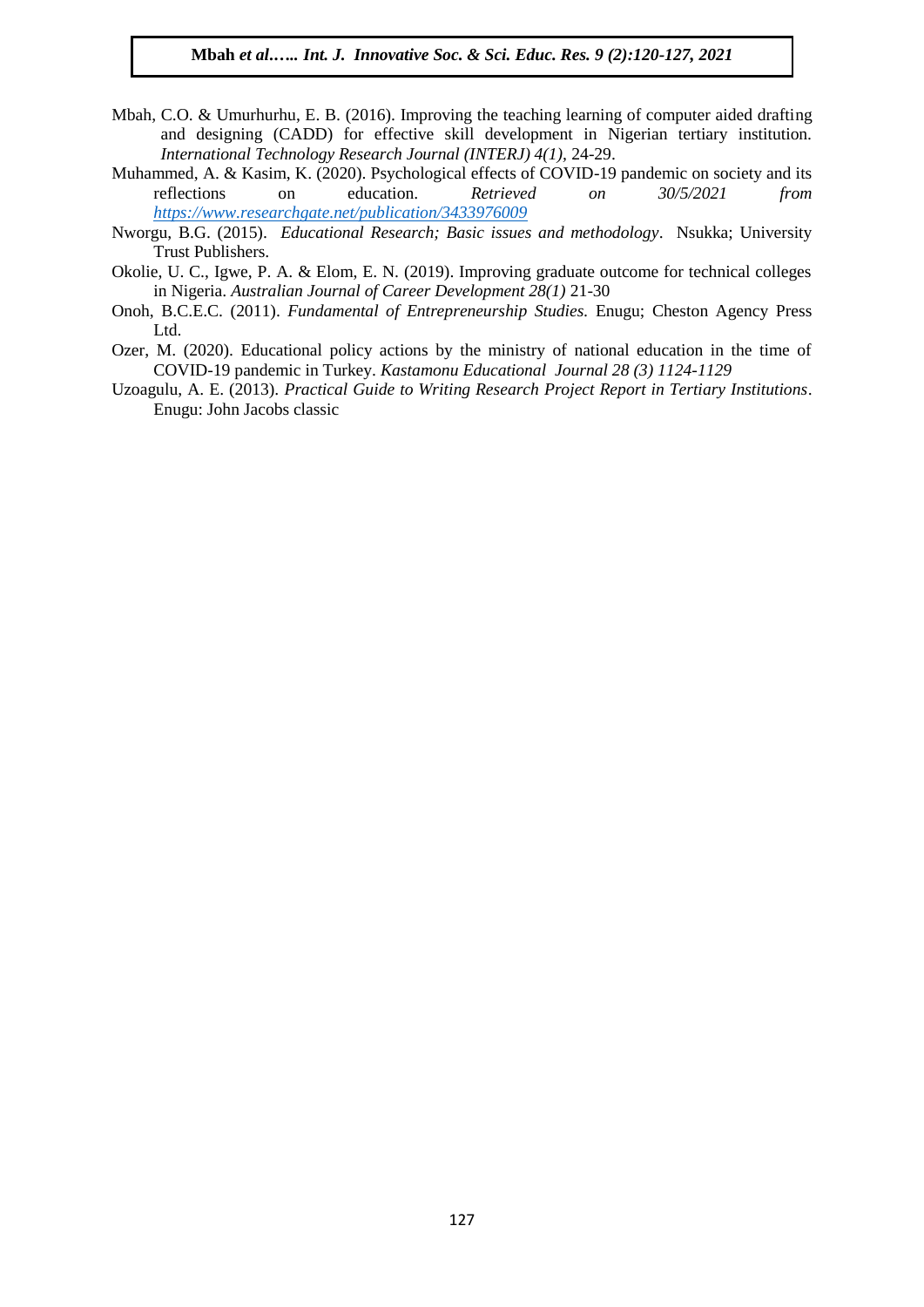Mbah, C.O. & Umurhurhu, E. B. (2016). Improving the teaching learning of computer aided drafting and designing (CADD) for effective skill development in Nigerian tertiary institution. *International Technology Research Journal (INTERJ) 4(1)*, 24-29.

Muhammed, A. & Kasim, K. (2020). Psychological effects of COVID-19 pandemic on society and its reflections on education. *Retrieved on 30/5/2021 from https://www.researchgate.net/publication/3433976009*

Nworgu, B.G. (2015). *Educational Research; Basic issues and methodology*. Nsukka; University Trust Publishers.

Okolie, U. C., Igwe, P. A. & Elom, E. N. (2019). Improving graduate outcome for technical colleges in Nigeria. *Australian Journal of Career Development 28(1)* 21-30

Onoh, B.C.E.C. (2011). *Fundamental of Entrepreneurship Studies.* Enugu; Cheston Agency Press Ltd.

Ozer, M. (2020). Educational policy actions by the ministry of national education in the time of COVID-19 pandemic in Turkey. *Kastamonu Educational Journal 28 (3) 1124-1129*

Uzoagulu, A. E. (2013). *Practical Guide to Writing Research Project Report in Tertiary Institutions*. Enugu: John Jacobs classic